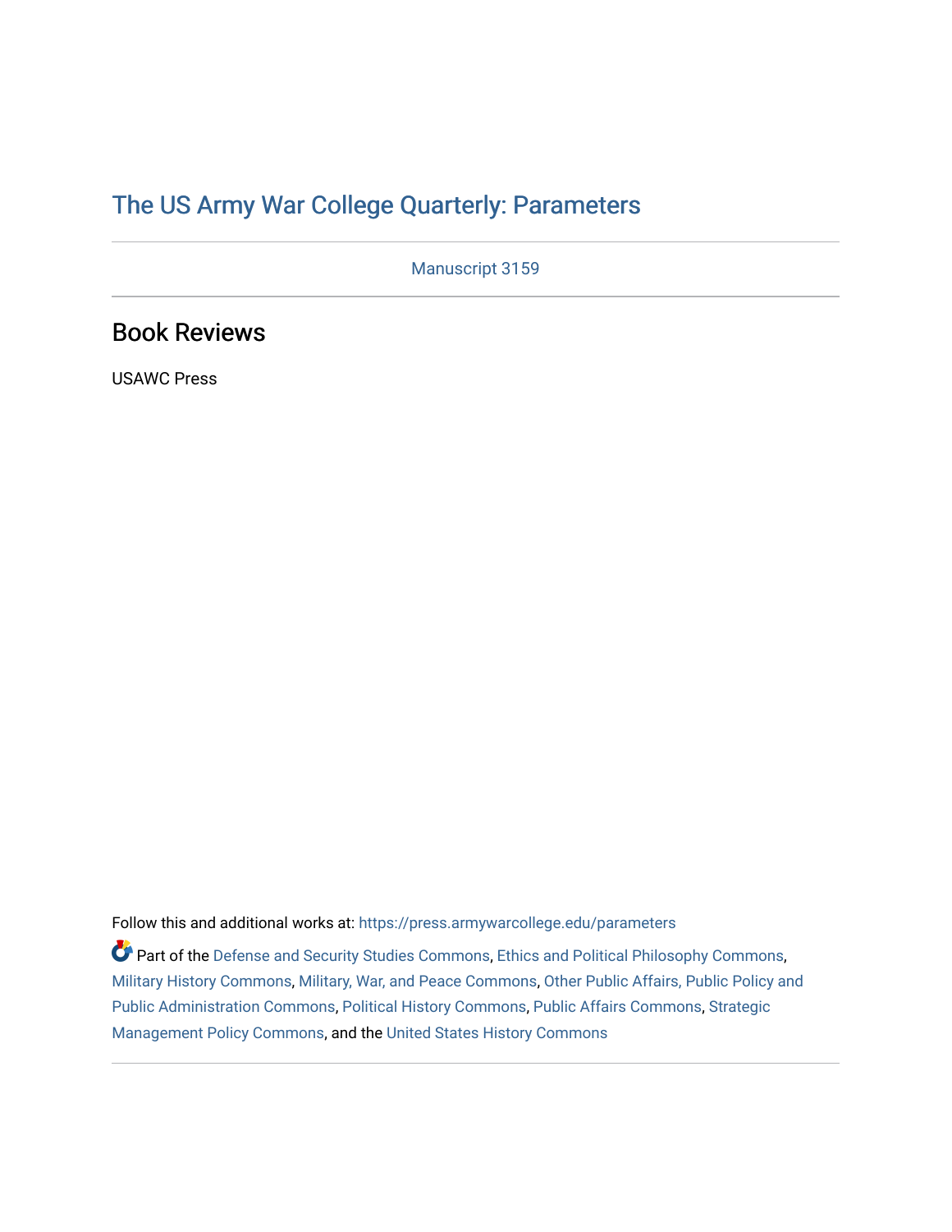# The US Army War College Quarterly: Parameters

Manuscript 3159

## Book Reviews

USAWC Press

Follow this and additional works at: https://press.armywarcollege.edu/parameters

Part of the Defense and Security Studies Commons, Ethics and Political Philosophy Commons, Military History Commons, Military, War, and Peace Commons, Other Public Affairs, Public Policy and Public Administration Commons, Political History Commons, Public Affairs Commons, Strategic Management Policy Commons, and the United States History Commons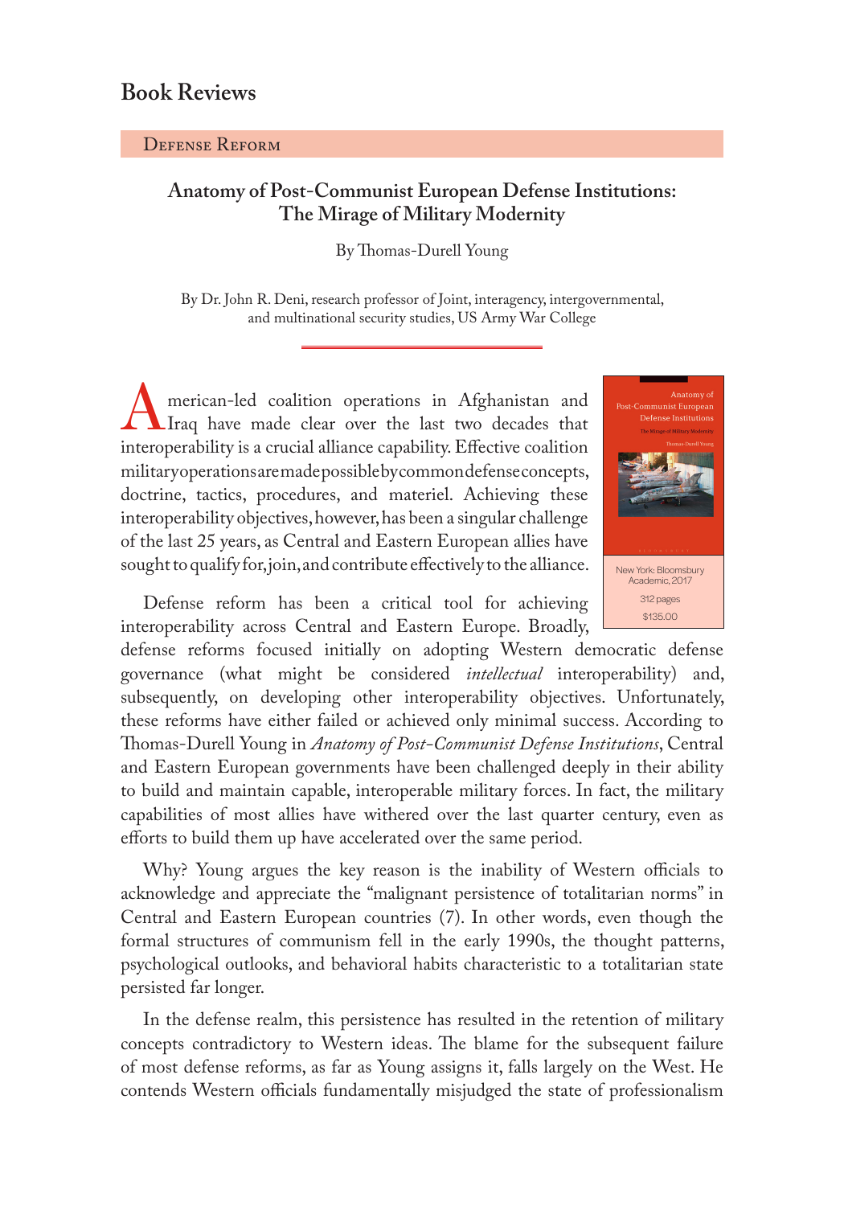# Book Reviews

## Defense Reform

### Anatomy of Post-Communist European Defense Institutions: The Mirage of Military Modernity

By Thomas-Durell Young

By Dr. John R. Deni, research professor of Joint, interagency, intergovernmental, and multinational security studies, US Army War College

New York: Bloomsbury Academic, 2017
312 pages
$135.00

American-led coalition operations in Afghanistan and Iraq have made clear over the last two decades that interoperability is a crucial alliance capability. Effective coalition military operations are made possible by common defense concepts, doctrine, tactics, procedures, and materiel. Achieving these interoperability objectives, however, has been a singular challenge of the last 25 years, as Central and Eastern European allies have sought to qualify for, join, and contribute effectively to the alliance.

Defense reform has been a critical tool for achieving interoperability across Central and Eastern Europe. Broadly, defense reforms focused initially on adopting Western democratic defense governance (what might be considered *intellectual* interoperability) and, subsequently, on developing other interoperability objectives. Unfortunately, these reforms have either failed or achieved only minimal success. According to Thomas-Durell Young in *Anatomy of Post-Communist Defense Institutions*, Central and Eastern European governments have been challenged deeply in their ability to build and maintain capable, interoperable military forces. In fact, the military capabilities of most allies have withered over the last quarter century, even as efforts to build them up have accelerated over the same period.

Why? Young argues the key reason is the inability of Western officials to acknowledge and appreciate the "malignant persistence of totalitarian norms" in Central and Eastern European countries (7). In other words, even though the formal structures of communism fell in the early 1990s, the thought patterns, psychological outlooks, and behavioral habits characteristic to a totalitarian state persisted far longer.

In the defense realm, this persistence has resulted in the retention of military concepts contradictory to Western ideas. The blame for the subsequent failure of most defense reforms, as far as Young assigns it, falls largely on the West. He contends Western officials fundamentally misjudged the state of professionalism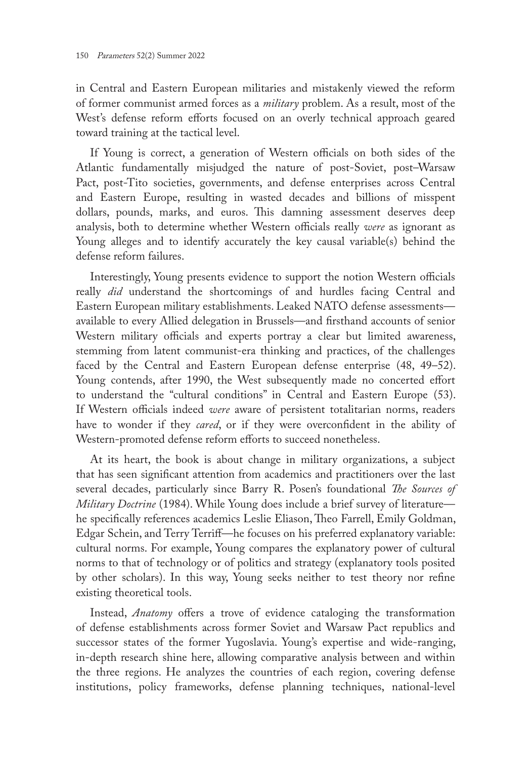in Central and Eastern European militaries and mistakenly viewed the reform of former communist armed forces as a *military* problem. As a result, most of the West's defense reform efforts focused on an overly technical approach geared toward training at the tactical level.

If Young is correct, a generation of Western officials on both sides of the Atlantic fundamentally misjudged the nature of post-Soviet, post–Warsaw Pact, post-Tito societies, governments, and defense enterprises across Central and Eastern Europe, resulting in wasted decades and billions of misspent dollars, pounds, marks, and euros. This damning assessment deserves deep analysis, both to determine whether Western officials really *were* as ignorant as Young alleges and to identify accurately the key causal variable(s) behind the defense reform failures.

Interestingly, Young presents evidence to support the notion Western officials really *did* understand the shortcomings of and hurdles facing Central and Eastern European military establishments. Leaked NATO defense assessments—available to every Allied delegation in Brussels—and firsthand accounts of senior Western military officials and experts portray a clear but limited awareness, stemming from latent communist-era thinking and practices, of the challenges faced by the Central and Eastern European defense enterprise (48, 49–52). Young contends, after 1990, the West subsequently made no concerted effort to understand the "cultural conditions" in Central and Eastern Europe (53). If Western officials indeed *were* aware of persistent totalitarian norms, readers have to wonder if they *cared*, or if they were overconfident in the ability of Western-promoted defense reform efforts to succeed nonetheless.

At its heart, the book is about change in military organizations, a subject that has seen significant attention from academics and practitioners over the last several decades, particularly since Barry R. Posen's foundational *The Sources of Military Doctrine* (1984). While Young does include a brief survey of literature—he specifically references academics Leslie Eliason, Theo Farrell, Emily Goldman, Edgar Schein, and Terry Terriff—he focuses on his preferred explanatory variable: cultural norms. For example, Young compares the explanatory power of cultural norms to that of technology or of politics and strategy (explanatory tools posited by other scholars). In this way, Young seeks neither to test theory nor refine existing theoretical tools.

Instead, *Anatomy* offers a trove of evidence cataloging the transformation of defense establishments across former Soviet and Warsaw Pact republics and successor states of the former Yugoslavia. Young's expertise and wide-ranging, in-depth research shine here, allowing comparative analysis between and within the three regions. He analyzes the countries of each region, covering defense institutions, policy frameworks, defense planning techniques, national-level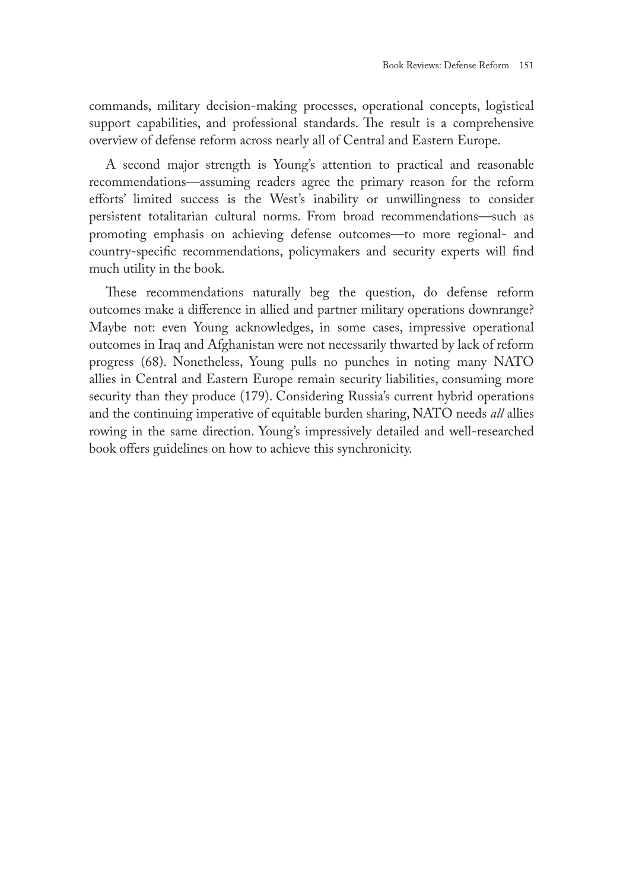commands, military decision-making processes, operational concepts, logistical support capabilities, and professional standards. The result is a comprehensive overview of defense reform across nearly all of Central and Eastern Europe.

A second major strength is Young's attention to practical and reasonable recommendations—assuming readers agree the primary reason for the reform efforts' limited success is the West's inability or unwillingness to consider persistent totalitarian cultural norms. From broad recommendations—such as promoting emphasis on achieving defense outcomes—to more regional- and country-specific recommendations, policymakers and security experts will find much utility in the book.

These recommendations naturally beg the question, do defense reform outcomes make a difference in allied and partner military operations downrange? Maybe not: even Young acknowledges, in some cases, impressive operational outcomes in Iraq and Afghanistan were not necessarily thwarted by lack of reform progress (68). Nonetheless, Young pulls no punches in noting many NATO allies in Central and Eastern Europe remain security liabilities, consuming more security than they produce (179). Considering Russia's current hybrid operations and the continuing imperative of equitable burden sharing, NATO needs *all* allies rowing in the same direction. Young's impressively detailed and well-researched book offers guidelines on how to achieve this synchronicity.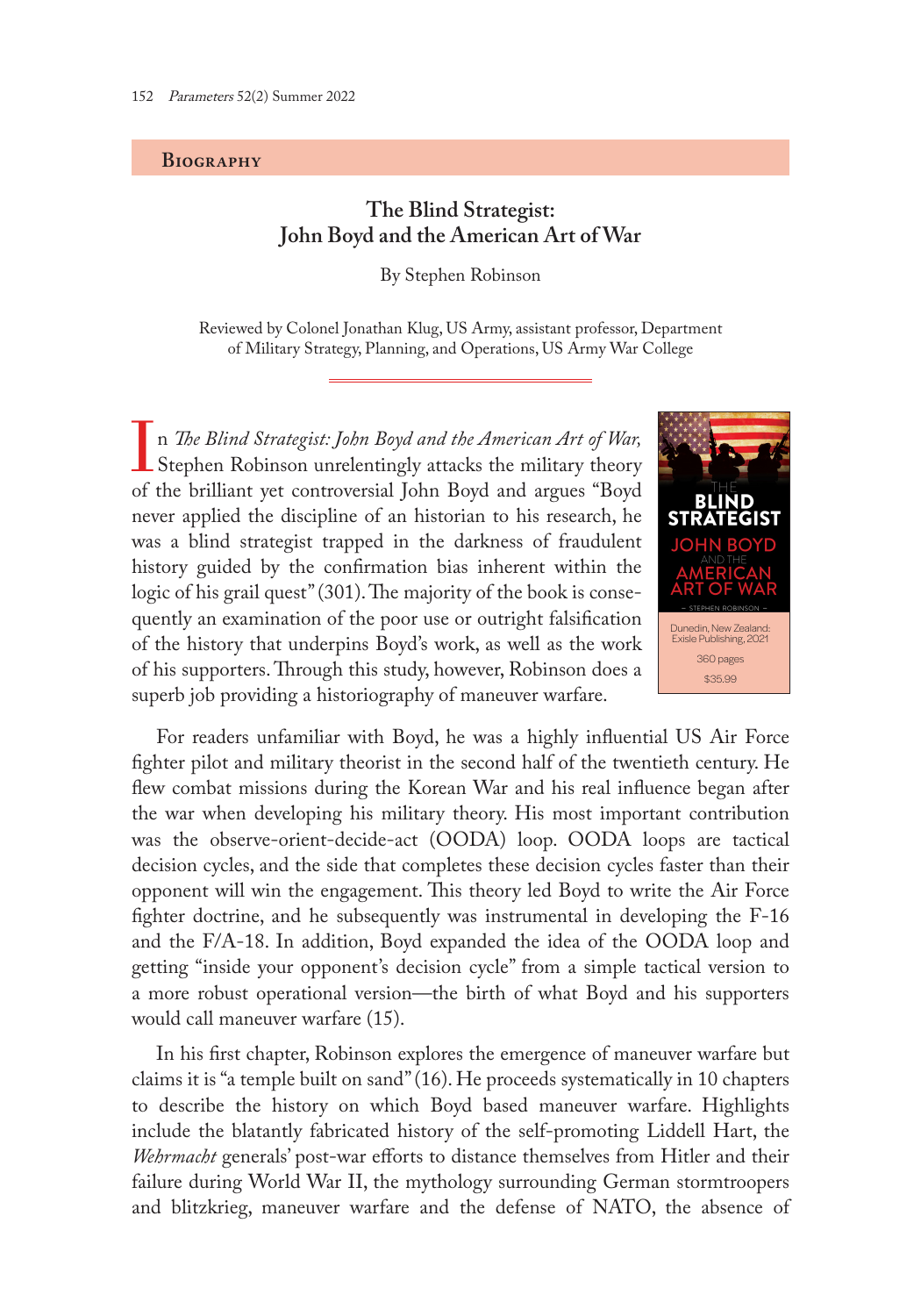## Biography

### The Blind Strategist: John Boyd and the American Art of War

By Stephen Robinson

Reviewed by Colonel Jonathan Klug, US Army, assistant professor, Department of Military Strategy, Planning, and Operations, US Army War College

Dunedin, New Zealand: Exisle Publishing, 2021
360 pages
$35.99

In *The Blind Strategist: John Boyd and the American Art of War,* Stephen Robinson unrelentingly attacks the military theory of the brilliant yet controversial John Boyd and argues "Boyd never applied the discipline of an historian to his research, he was a blind strategist trapped in the darkness of fraudulent history guided by the confirmation bias inherent within the logic of his grail quest" (301). The majority of the book is consequently an examination of the poor use or outright falsification of the history that underpins Boyd's work, as well as the work of his supporters. Through this study, however, Robinson does a superb job providing a historiography of maneuver warfare.

For readers unfamiliar with Boyd, he was a highly influential US Air Force fighter pilot and military theorist in the second half of the twentieth century. He flew combat missions during the Korean War and his real influence began after the war when developing his military theory. His most important contribution was the observe-orient-decide-act (OODA) loop. OODA loops are tactical decision cycles, and the side that completes these decision cycles faster than their opponent will win the engagement. This theory led Boyd to write the Air Force fighter doctrine, and he subsequently was instrumental in developing the F-16 and the F/A-18. In addition, Boyd expanded the idea of the OODA loop and getting "inside your opponent's decision cycle" from a simple tactical version to a more robust operational version—the birth of what Boyd and his supporters would call maneuver warfare (15).

In his first chapter, Robinson explores the emergence of maneuver warfare but claims it is "a temple built on sand" (16). He proceeds systematically in 10 chapters to describe the history on which Boyd based maneuver warfare. Highlights include the blatantly fabricated history of the self-promoting Liddell Hart, the *Wehrmacht* generals' post-war efforts to distance themselves from Hitler and their failure during World War II, the mythology surrounding German stormtroopers and blitzkrieg, maneuver warfare and the defense of NATO, the absence of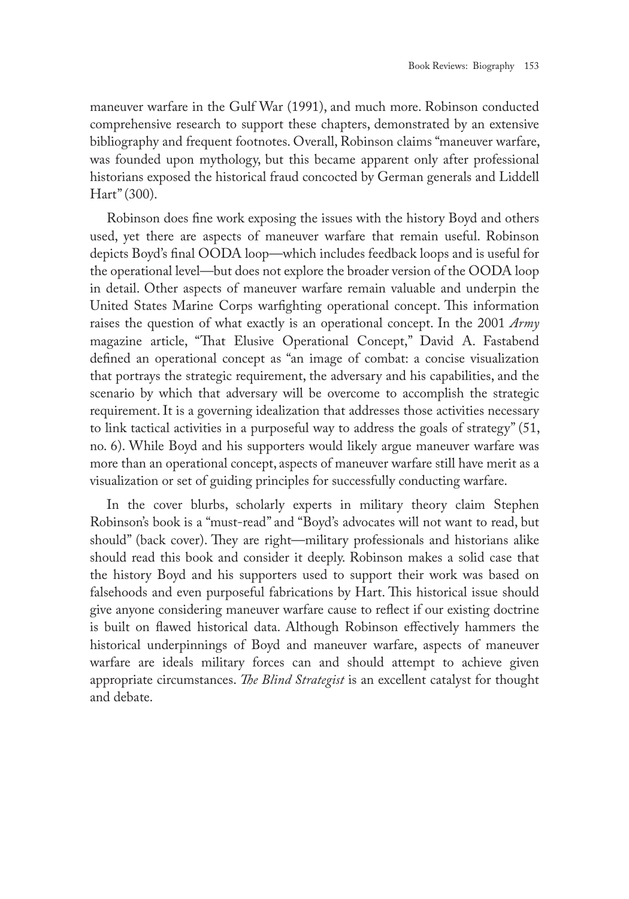maneuver warfare in the Gulf War (1991), and much more. Robinson conducted comprehensive research to support these chapters, demonstrated by an extensive bibliography and frequent footnotes. Overall, Robinson claims "maneuver warfare, was founded upon mythology, but this became apparent only after professional historians exposed the historical fraud concocted by German generals and Liddell Hart" (300).

Robinson does fine work exposing the issues with the history Boyd and others used, yet there are aspects of maneuver warfare that remain useful. Robinson depicts Boyd's final OODA loop—which includes feedback loops and is useful for the operational level—but does not explore the broader version of the OODA loop in detail. Other aspects of maneuver warfare remain valuable and underpin the United States Marine Corps warfighting operational concept. This information raises the question of what exactly is an operational concept. In the 2001 *Army* magazine article, "That Elusive Operational Concept," David A. Fastabend defined an operational concept as "an image of combat: a concise visualization that portrays the strategic requirement, the adversary and his capabilities, and the scenario by which that adversary will be overcome to accomplish the strategic requirement. It is a governing idealization that addresses those activities necessary to link tactical activities in a purposeful way to address the goals of strategy" (51, no. 6). While Boyd and his supporters would likely argue maneuver warfare was more than an operational concept, aspects of maneuver warfare still have merit as a visualization or set of guiding principles for successfully conducting warfare.

In the cover blurbs, scholarly experts in military theory claim Stephen Robinson's book is a "must-read" and "Boyd's advocates will not want to read, but should" (back cover). They are right—military professionals and historians alike should read this book and consider it deeply. Robinson makes a solid case that the history Boyd and his supporters used to support their work was based on falsehoods and even purposeful fabrications by Hart. This historical issue should give anyone considering maneuver warfare cause to reflect if our existing doctrine is built on flawed historical data. Although Robinson effectively hammers the historical underpinnings of Boyd and maneuver warfare, aspects of maneuver warfare are ideals military forces can and should attempt to achieve given appropriate circumstances. *The Blind Strategist* is an excellent catalyst for thought and debate.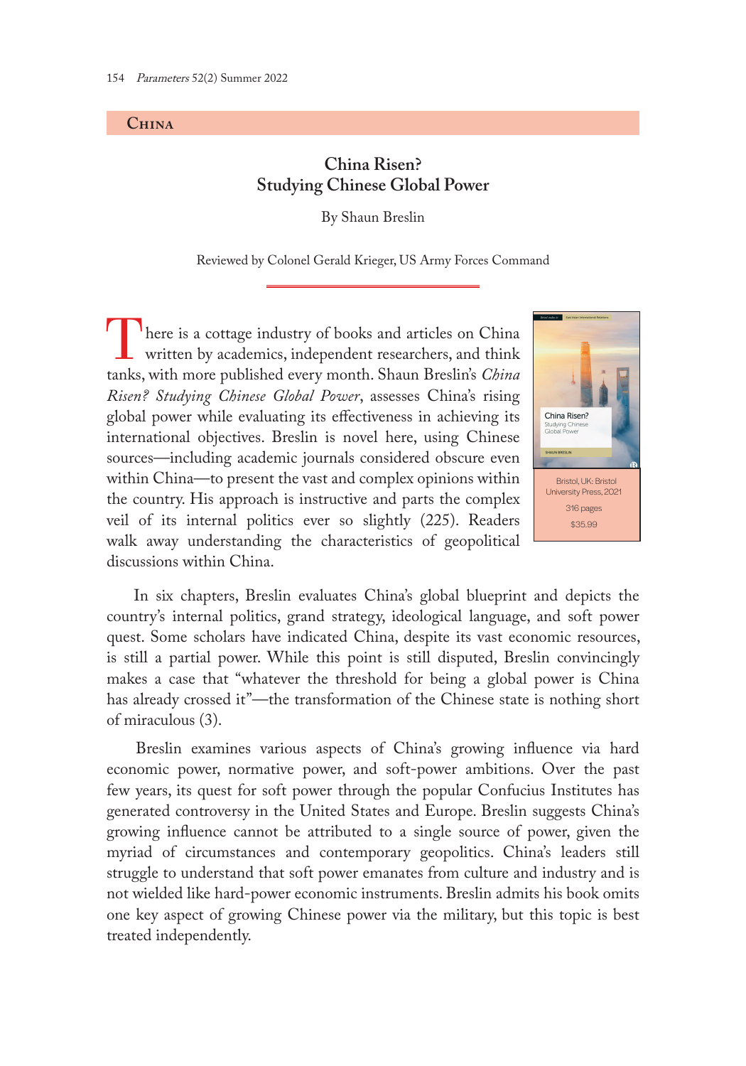## China

### China Risen? Studying Chinese Global Power

By Shaun Breslin

Reviewed by Colonel Gerald Krieger, US Army Forces Command

Bristol, UK: Bristol University Press, 2021

316 pages

$35.99

There is a cottage industry of books and articles on China written by academics, independent researchers, and think tanks, with more published every month. Shaun Breslin's *China Risen? Studying Chinese Global Power*, assesses China's rising global power while evaluating its effectiveness in achieving its international objectives. Breslin is novel here, using Chinese sources—including academic journals considered obscure even within China—to present the vast and complex opinions within the country. His approach is instructive and parts the complex veil of its internal politics ever so slightly (225). Readers walk away understanding the characteristics of geopolitical discussions within China.

In six chapters, Breslin evaluates China's global blueprint and depicts the country's internal politics, grand strategy, ideological language, and soft power quest. Some scholars have indicated China, despite its vast economic resources, is still a partial power. While this point is still disputed, Breslin convincingly makes a case that "whatever the threshold for being a global power is China has already crossed it"—the transformation of the Chinese state is nothing short of miraculous (3).

Breslin examines various aspects of China's growing influence via hard economic power, normative power, and soft-power ambitions. Over the past few years, its quest for soft power through the popular Confucius Institutes has generated controversy in the United States and Europe. Breslin suggests China's growing influence cannot be attributed to a single source of power, given the myriad of circumstances and contemporary geopolitics. China's leaders still struggle to understand that soft power emanates from culture and industry and is not wielded like hard-power economic instruments. Breslin admits his book omits one key aspect of growing Chinese power via the military, but this topic is best treated independently.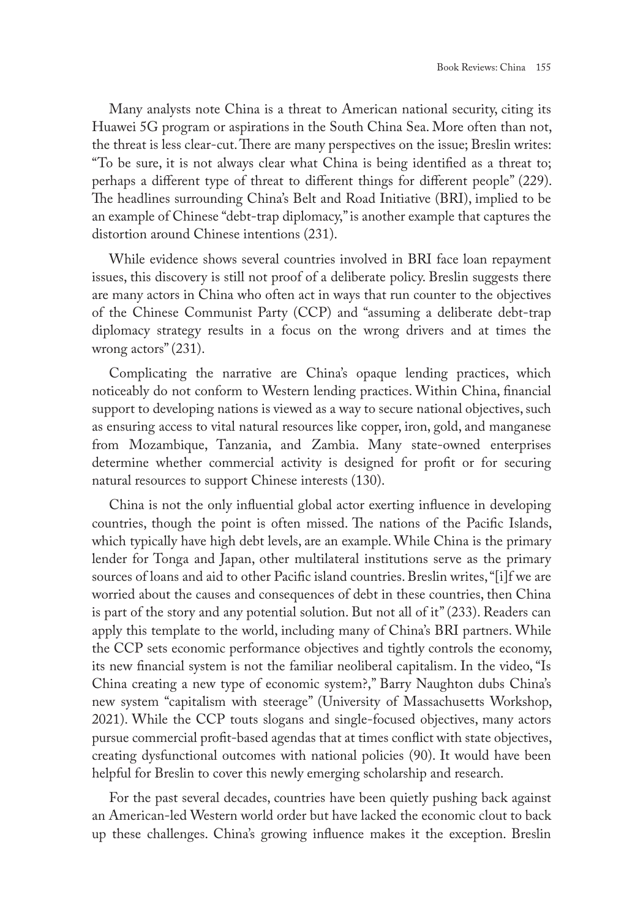Many analysts note China is a threat to American national security, citing its Huawei 5G program or aspirations in the South China Sea. More often than not, the threat is less clear-cut. There are many perspectives on the issue; Breslin writes: "To be sure, it is not always clear what China is being identified as a threat to; perhaps a different type of threat to different things for different people" (229). The headlines surrounding China's Belt and Road Initiative (BRI), implied to be an example of Chinese "debt-trap diplomacy," is another example that captures the distortion around Chinese intentions (231).

While evidence shows several countries involved in BRI face loan repayment issues, this discovery is still not proof of a deliberate policy. Breslin suggests there are many actors in China who often act in ways that run counter to the objectives of the Chinese Communist Party (CCP) and "assuming a deliberate debt-trap diplomacy strategy results in a focus on the wrong drivers and at times the wrong actors" (231).

Complicating the narrative are China's opaque lending practices, which noticeably do not conform to Western lending practices. Within China, financial support to developing nations is viewed as a way to secure national objectives, such as ensuring access to vital natural resources like copper, iron, gold, and manganese from Mozambique, Tanzania, and Zambia. Many state-owned enterprises determine whether commercial activity is designed for profit or for securing natural resources to support Chinese interests (130).

China is not the only influential global actor exerting influence in developing countries, though the point is often missed. The nations of the Pacific Islands, which typically have high debt levels, are an example. While China is the primary lender for Tonga and Japan, other multilateral institutions serve as the primary sources of loans and aid to other Pacific island countries. Breslin writes, "[i]f we are worried about the causes and consequences of debt in these countries, then China is part of the story and any potential solution. But not all of it" (233). Readers can apply this template to the world, including many of China's BRI partners. While the CCP sets economic performance objectives and tightly controls the economy, its new financial system is not the familiar neoliberal capitalism. In the video, "Is China creating a new type of economic system?," Barry Naughton dubs China's new system "capitalism with steerage" (University of Massachusetts Workshop, 2021). While the CCP touts slogans and single-focused objectives, many actors pursue commercial profit-based agendas that at times conflict with state objectives, creating dysfunctional outcomes with national policies (90). It would have been helpful for Breslin to cover this newly emerging scholarship and research.

For the past several decades, countries have been quietly pushing back against an American-led Western world order but have lacked the economic clout to back up these challenges. China's growing influence makes it the exception. Breslin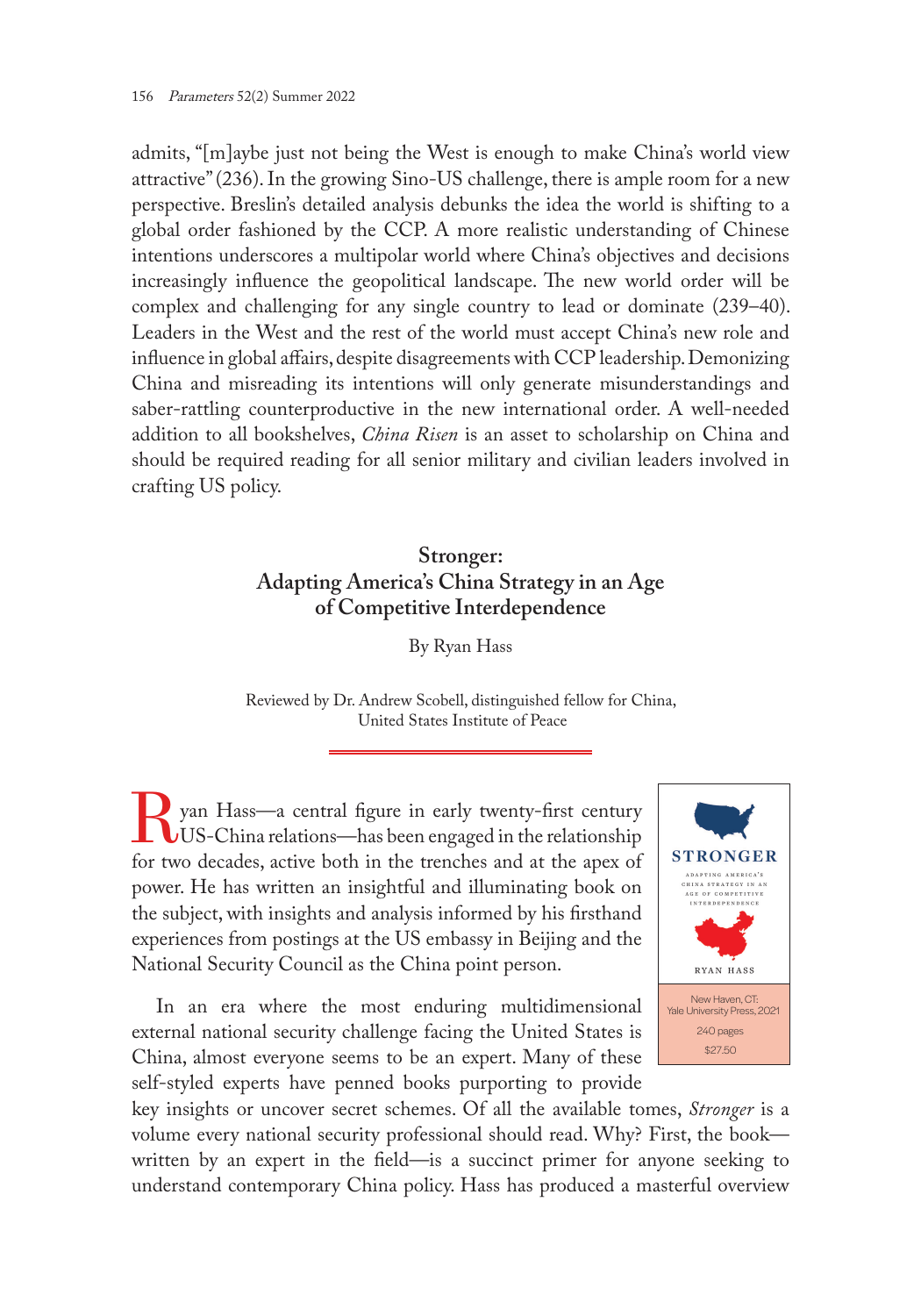admits, "[m]aybe just not being the West is enough to make China's world view attractive" (236). In the growing Sino-US challenge, there is ample room for a new perspective. Breslin's detailed analysis debunks the idea the world is shifting to a global order fashioned by the CCP. A more realistic understanding of Chinese intentions underscores a multipolar world where China's objectives and decisions increasingly influence the geopolitical landscape. The new world order will be complex and challenging for any single country to lead or dominate (239–40). Leaders in the West and the rest of the world must accept China's new role and influence in global affairs, despite disagreements with CCP leadership. Demonizing China and misreading its intentions will only generate misunderstandings and saber-rattling counterproductive in the new international order. A well-needed addition to all bookshelves, *China Risen* is an asset to scholarship on China and should be required reading for all senior military and civilian leaders involved in crafting US policy.

## Stronger: Adapting America's China Strategy in an Age of Competitive Interdependence

By Ryan Hass

Reviewed by Dr. Andrew Scobell, distinguished fellow for China, United States Institute of Peace

STRONGER
ADAPTING AMERICA'S CHINA STRATEGY IN AN AGE OF COMPETITIVE INTERDEPENDENCE
RYAN HASS

New Haven, CT: Yale University Press, 2021
240 pages
$27.50

Ryan Hass—a central figure in early twenty-first century US-China relations—has been engaged in the relationship for two decades, active both in the trenches and at the apex of power. He has written an insightful and illuminating book on the subject, with insights and analysis informed by his firsthand experiences from postings at the US embassy in Beijing and the National Security Council as the China point person.

In an era where the most enduring multidimensional external national security challenge facing the United States is China, almost everyone seems to be an expert. Many of these self-styled experts have penned books purporting to provide key insights or uncover secret schemes. Of all the available tomes, *Stronger* is a volume every national security professional should read. Why? First, the book—written by an expert in the field—is a succinct primer for anyone seeking to understand contemporary China policy. Hass has produced a masterful overview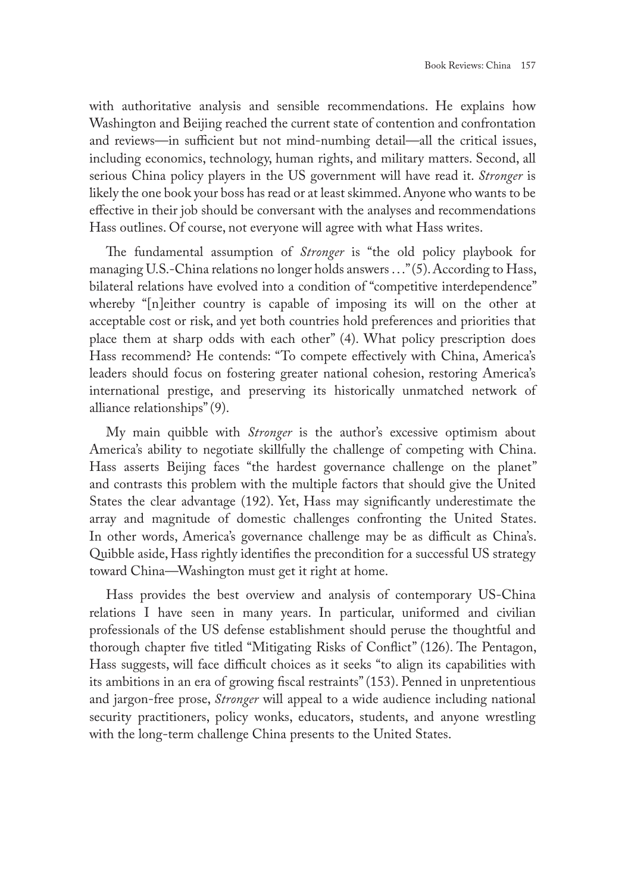with authoritative analysis and sensible recommendations. He explains how Washington and Beijing reached the current state of contention and confrontation and reviews—in sufficient but not mind-numbing detail—all the critical issues, including economics, technology, human rights, and military matters. Second, all serious China policy players in the US government will have read it. *Stronger* is likely the one book your boss has read or at least skimmed. Anyone who wants to be effective in their job should be conversant with the analyses and recommendations Hass outlines. Of course, not everyone will agree with what Hass writes.

The fundamental assumption of *Stronger* is "the old policy playbook for managing U.S.-China relations no longer holds answers . . ." (5). According to Hass, bilateral relations have evolved into a condition of "competitive interdependence" whereby "[n]either country is capable of imposing its will on the other at acceptable cost or risk, and yet both countries hold preferences and priorities that place them at sharp odds with each other" (4). What policy prescription does Hass recommend? He contends: "To compete effectively with China, America's leaders should focus on fostering greater national cohesion, restoring America's international prestige, and preserving its historically unmatched network of alliance relationships" (9).

My main quibble with *Stronger* is the author's excessive optimism about America's ability to negotiate skillfully the challenge of competing with China. Hass asserts Beijing faces "the hardest governance challenge on the planet" and contrasts this problem with the multiple factors that should give the United States the clear advantage (192). Yet, Hass may significantly underestimate the array and magnitude of domestic challenges confronting the United States. In other words, America's governance challenge may be as difficult as China's. Quibble aside, Hass rightly identifies the precondition for a successful US strategy toward China—Washington must get it right at home.

Hass provides the best overview and analysis of contemporary US-China relations I have seen in many years. In particular, uniformed and civilian professionals of the US defense establishment should peruse the thoughtful and thorough chapter five titled "Mitigating Risks of Conflict" (126). The Pentagon, Hass suggests, will face difficult choices as it seeks "to align its capabilities with its ambitions in an era of growing fiscal restraints" (153). Penned in unpretentious and jargon-free prose, *Stronger* will appeal to a wide audience including national security practitioners, policy wonks, educators, students, and anyone wrestling with the long-term challenge China presents to the United States.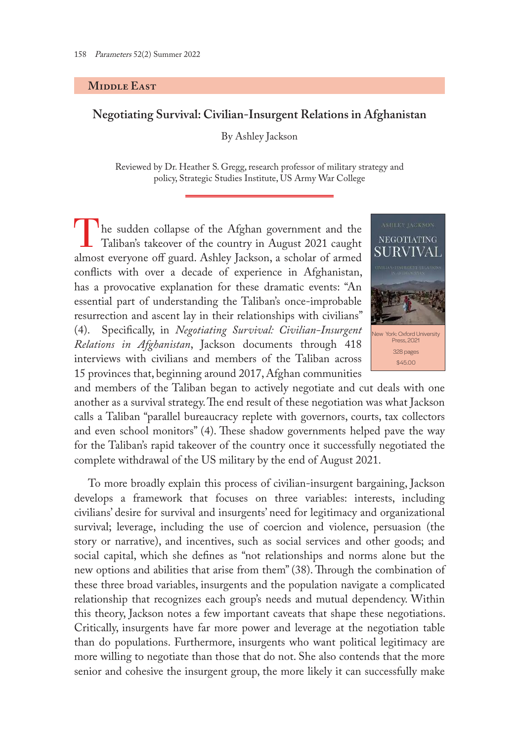## Middle East

### Negotiating Survival: Civilian-Insurgent Relations in Afghanistan

By Ashley Jackson

Reviewed by Dr. Heather S. Gregg, research professor of military strategy and policy, Strategic Studies Institute, US Army War College

New York: Oxford University Press, 2021
328 pages
$45.00

The sudden collapse of the Afghan government and the Taliban's takeover of the country in August 2021 caught almost everyone off guard. Ashley Jackson, a scholar of armed conflicts with over a decade of experience in Afghanistan, has a provocative explanation for these dramatic events: "An essential part of understanding the Taliban's once-improbable resurrection and ascent lay in their relationships with civilians" (4). Specifically, in *Negotiating Survival: Civilian-Insurgent Relations in Afghanistan*, Jackson documents through 418 interviews with civilians and members of the Taliban across 15 provinces that, beginning around 2017, Afghan communities and members of the Taliban began to actively negotiate and cut deals with one another as a survival strategy. The end result of these negotiation was what Jackson calls a Taliban "parallel bureaucracy replete with governors, courts, tax collectors and even school monitors" (4). These shadow governments helped pave the way for the Taliban's rapid takeover of the country once it successfully negotiated the complete withdrawal of the US military by the end of August 2021.

To more broadly explain this process of civilian-insurgent bargaining, Jackson develops a framework that focuses on three variables: interests, including civilians' desire for survival and insurgents' need for legitimacy and organizational survival; leverage, including the use of coercion and violence, persuasion (the story or narrative), and incentives, such as social services and other goods; and social capital, which she defines as "not relationships and norms alone but the new options and abilities that arise from them" (38). Through the combination of these three broad variables, insurgents and the population navigate a complicated relationship that recognizes each group's needs and mutual dependency. Within this theory, Jackson notes a few important caveats that shape these negotiations. Critically, insurgents have far more power and leverage at the negotiation table than do populations. Furthermore, insurgents who want political legitimacy are more willing to negotiate than those that do not. She also contends that the more senior and cohesive the insurgent group, the more likely it can successfully make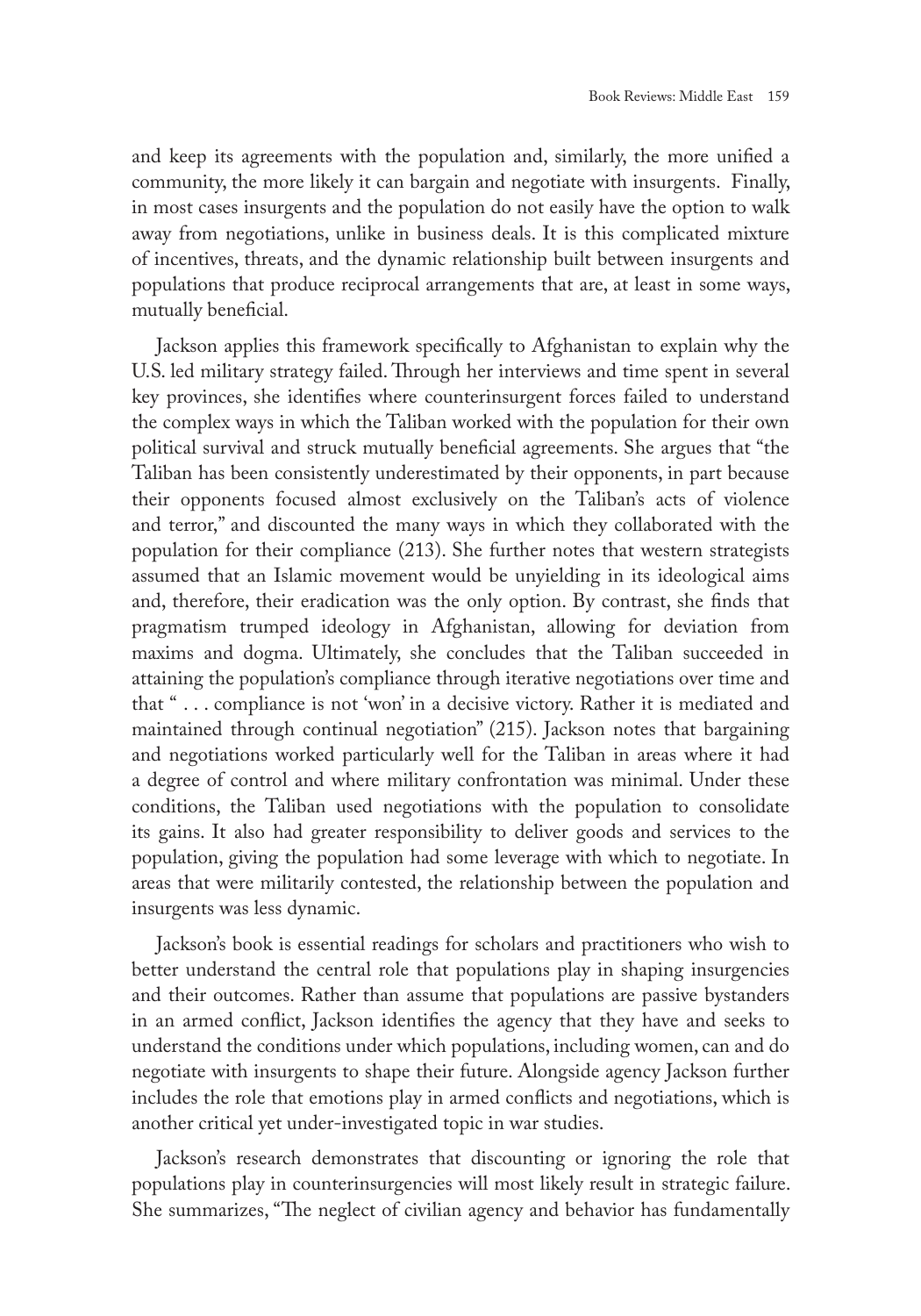and keep its agreements with the population and, similarly, the more unified a community, the more likely it can bargain and negotiate with insurgents. Finally, in most cases insurgents and the population do not easily have the option to walk away from negotiations, unlike in business deals. It is this complicated mixture of incentives, threats, and the dynamic relationship built between insurgents and populations that produce reciprocal arrangements that are, at least in some ways, mutually beneficial.

Jackson applies this framework specifically to Afghanistan to explain why the U.S. led military strategy failed. Through her interviews and time spent in several key provinces, she identifies where counterinsurgent forces failed to understand the complex ways in which the Taliban worked with the population for their own political survival and struck mutually beneficial agreements. She argues that "the Taliban has been consistently underestimated by their opponents, in part because their opponents focused almost exclusively on the Taliban's acts of violence and terror," and discounted the many ways in which they collaborated with the population for their compliance (213). She further notes that western strategists assumed that an Islamic movement would be unyielding in its ideological aims and, therefore, their eradication was the only option. By contrast, she finds that pragmatism trumped ideology in Afghanistan, allowing for deviation from maxims and dogma. Ultimately, she concludes that the Taliban succeeded in attaining the population's compliance through iterative negotiations over time and that " . . . compliance is not 'won' in a decisive victory. Rather it is mediated and maintained through continual negotiation" (215). Jackson notes that bargaining and negotiations worked particularly well for the Taliban in areas where it had a degree of control and where military confrontation was minimal. Under these conditions, the Taliban used negotiations with the population to consolidate its gains. It also had greater responsibility to deliver goods and services to the population, giving the population had some leverage with which to negotiate. In areas that were militarily contested, the relationship between the population and insurgents was less dynamic.

Jackson's book is essential readings for scholars and practitioners who wish to better understand the central role that populations play in shaping insurgencies and their outcomes. Rather than assume that populations are passive bystanders in an armed conflict, Jackson identifies the agency that they have and seeks to understand the conditions under which populations, including women, can and do negotiate with insurgents to shape their future. Alongside agency Jackson further includes the role that emotions play in armed conflicts and negotiations, which is another critical yet under-investigated topic in war studies.

Jackson's research demonstrates that discounting or ignoring the role that populations play in counterinsurgencies will most likely result in strategic failure. She summarizes, "The neglect of civilian agency and behavior has fundamentally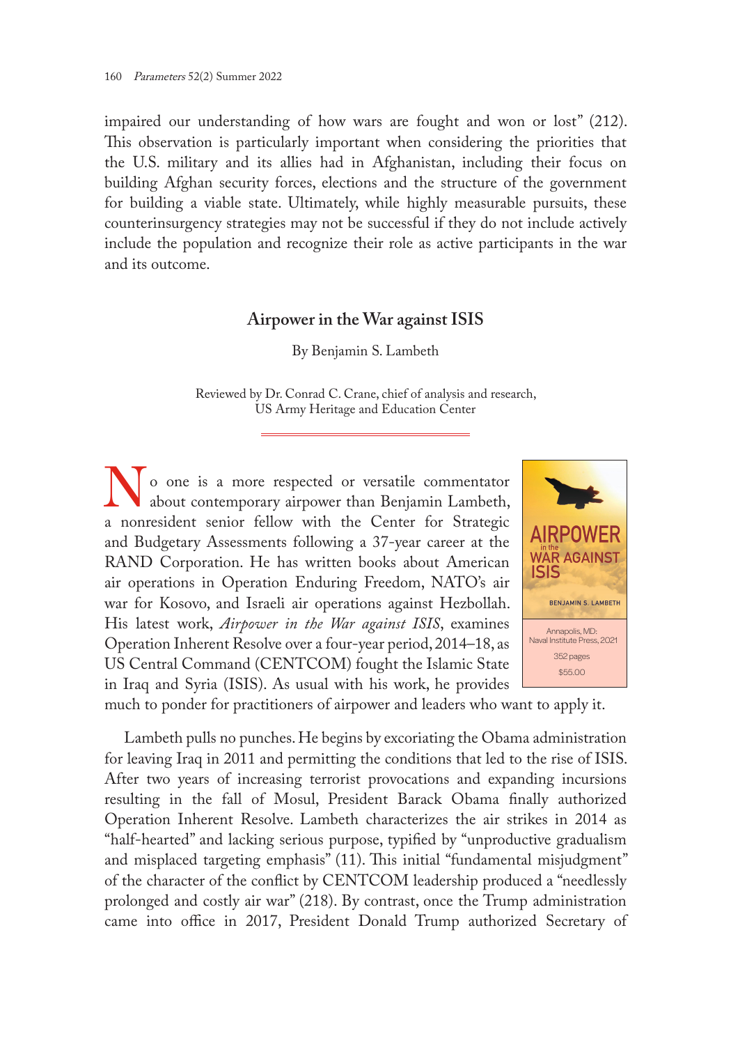impaired our understanding of how wars are fought and won or lost" (212). This observation is particularly important when considering the priorities that the U.S. military and its allies had in Afghanistan, including their focus on building Afghan security forces, elections and the structure of the government for building a viable state. Ultimately, while highly measurable pursuits, these counterinsurgency strategies may not be successful if they do not include actively include the population and recognize their role as active participants in the war and its outcome.

## Airpower in the War against ISIS

By Benjamin S. Lambeth

Reviewed by Dr. Conrad C. Crane, chief of analysis and research, US Army Heritage and Education Center

Annapolis, MD: Naval Institute Press, 2021
352 pages
$55.00

No one is a more respected or versatile commentator about contemporary airpower than Benjamin Lambeth, a nonresident senior fellow with the Center for Strategic and Budgetary Assessments following a 37-year career at the RAND Corporation. He has written books about American air operations in Operation Enduring Freedom, NATO's air war for Kosovo, and Israeli air operations against Hezbollah. His latest work, *Airpower in the War against ISIS*, examines Operation Inherent Resolve over a four-year period, 2014–18, as US Central Command (CENTCOM) fought the Islamic State in Iraq and Syria (ISIS). As usual with his work, he provides much to ponder for practitioners of airpower and leaders who want to apply it.

Lambeth pulls no punches. He begins by excoriating the Obama administration for leaving Iraq in 2011 and permitting the conditions that led to the rise of ISIS. After two years of increasing terrorist provocations and expanding incursions resulting in the fall of Mosul, President Barack Obama finally authorized Operation Inherent Resolve. Lambeth characterizes the air strikes in 2014 as "half-hearted" and lacking serious purpose, typified by "unproductive gradualism and misplaced targeting emphasis" (11). This initial "fundamental misjudgment" of the character of the conflict by CENTCOM leadership produced a "needlessly prolonged and costly air war" (218). By contrast, once the Trump administration came into office in 2017, President Donald Trump authorized Secretary of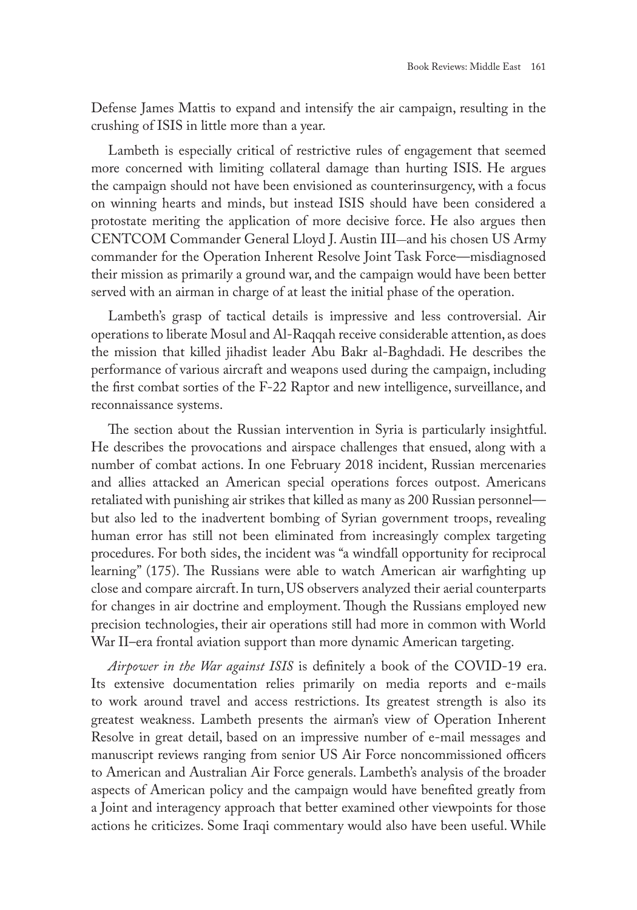Defense James Mattis to expand and intensify the air campaign, resulting in the crushing of ISIS in little more than a year.

Lambeth is especially critical of restrictive rules of engagement that seemed more concerned with limiting collateral damage than hurting ISIS. He argues the campaign should not have been envisioned as counterinsurgency, with a focus on winning hearts and minds, but instead ISIS should have been considered a protostate meriting the application of more decisive force. He also argues then CENTCOM Commander General Lloyd J. Austin III—and his chosen US Army commander for the Operation Inherent Resolve Joint Task Force—misdiagnosed their mission as primarily a ground war, and the campaign would have been better served with an airman in charge of at least the initial phase of the operation.

Lambeth's grasp of tactical details is impressive and less controversial. Air operations to liberate Mosul and Al-Raqqah receive considerable attention, as does the mission that killed jihadist leader Abu Bakr al-Baghdadi. He describes the performance of various aircraft and weapons used during the campaign, including the first combat sorties of the F-22 Raptor and new intelligence, surveillance, and reconnaissance systems.

The section about the Russian intervention in Syria is particularly insightful. He describes the provocations and airspace challenges that ensued, along with a number of combat actions. In one February 2018 incident, Russian mercenaries and allies attacked an American special operations forces outpost. Americans retaliated with punishing air strikes that killed as many as 200 Russian personnel—but also led to the inadvertent bombing of Syrian government troops, revealing human error has still not been eliminated from increasingly complex targeting procedures. For both sides, the incident was "a windfall opportunity for reciprocal learning" (175). The Russians were able to watch American air warfighting up close and compare aircraft. In turn, US observers analyzed their aerial counterparts for changes in air doctrine and employment. Though the Russians employed new precision technologies, their air operations still had more in common with World War II–era frontal aviation support than more dynamic American targeting.

*Airpower in the War against ISIS* is definitely a book of the COVID-19 era. Its extensive documentation relies primarily on media reports and e-mails to work around travel and access restrictions. Its greatest strength is also its greatest weakness. Lambeth presents the airman's view of Operation Inherent Resolve in great detail, based on an impressive number of e-mail messages and manuscript reviews ranging from senior US Air Force noncommissioned officers to American and Australian Air Force generals. Lambeth's analysis of the broader aspects of American policy and the campaign would have benefited greatly from a Joint and interagency approach that better examined other viewpoints for those actions he criticizes. Some Iraqi commentary would also have been useful. While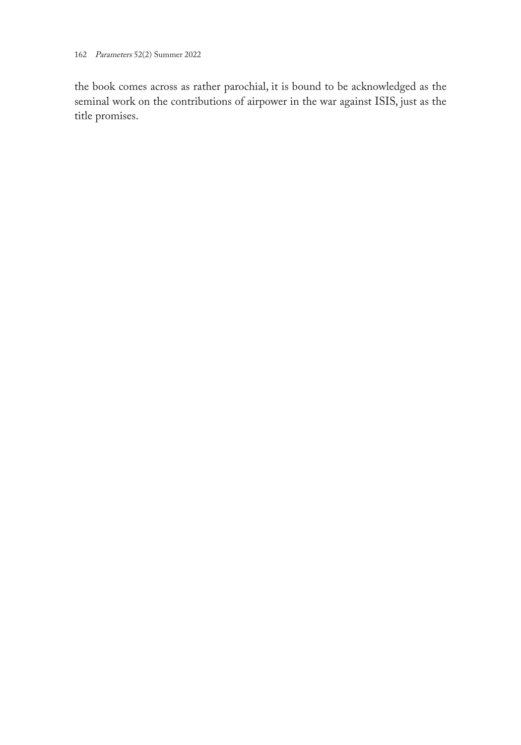the book comes across as rather parochial, it is bound to be acknowledged as the seminal work on the contributions of airpower in the war against ISIS, just as the title promises.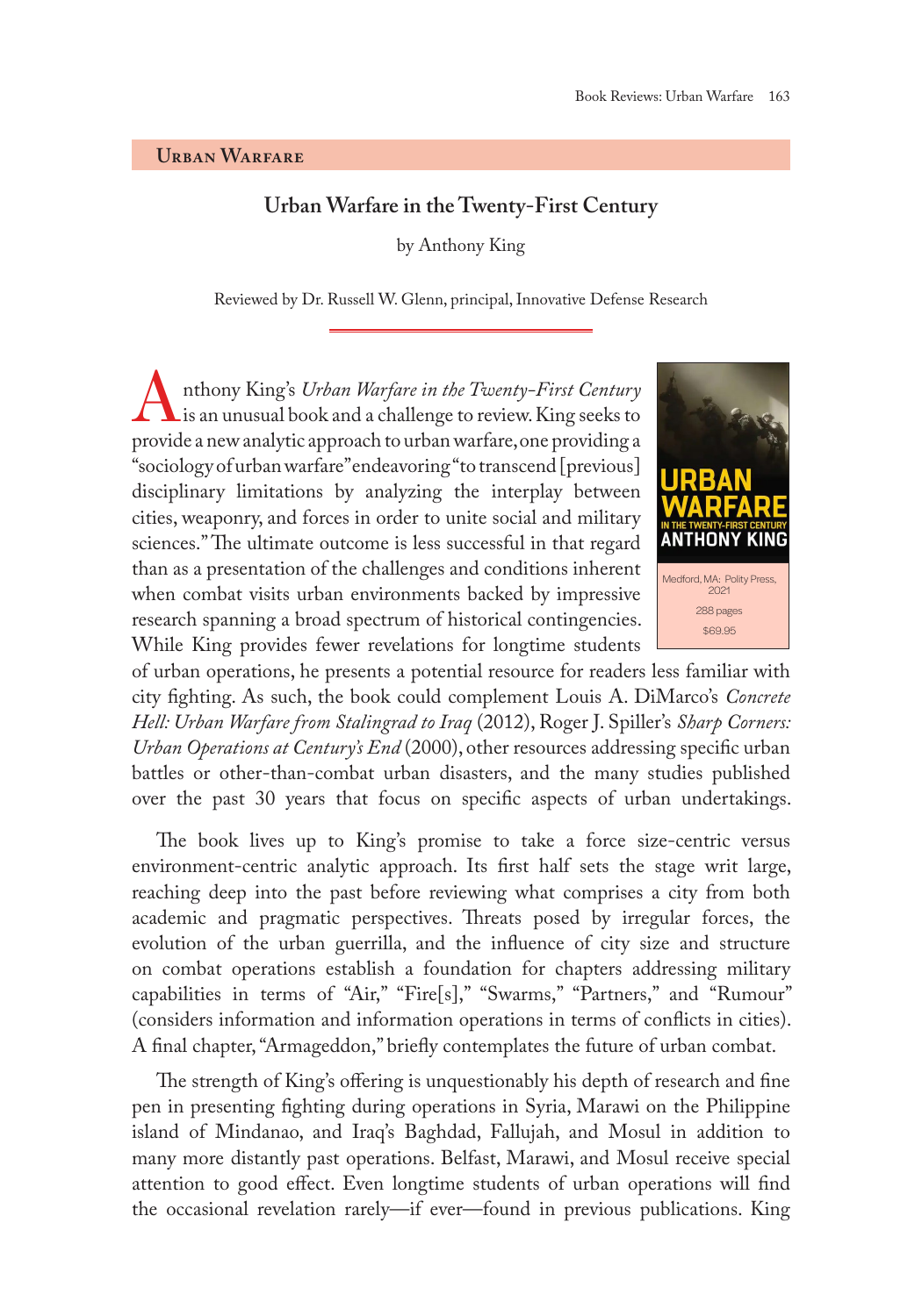## Urban Warfare

### Urban Warfare in the Twenty-First Century

by Anthony King

Reviewed by Dr. Russell W. Glenn, principal, Innovative Defense Research

Medford, MA: Polity Press, 2021

288 pages

$69.95

Anthony King's *Urban Warfare in the Twenty-First Century* is an unusual book and a challenge to review. King seeks to provide a new analytic approach to urban warfare, one providing a "sociology of urban warfare" endeavoring "to transcend [previous] disciplinary limitations by analyzing the interplay between cities, weaponry, and forces in order to unite social and military sciences." The ultimate outcome is less successful in that regard than as a presentation of the challenges and conditions inherent when combat visits urban environments backed by impressive research spanning a broad spectrum of historical contingencies. While King provides fewer revelations for longtime students of urban operations, he presents a potential resource for readers less familiar with city fighting. As such, the book could complement Louis A. DiMarco's *Concrete Hell: Urban Warfare from Stalingrad to Iraq* (2012), Roger J. Spiller's *Sharp Corners: Urban Operations at Century's End* (2000), other resources addressing specific urban battles or other-than-combat urban disasters, and the many studies published over the past 30 years that focus on specific aspects of urban undertakings.

The book lives up to King's promise to take a force size-centric versus environment-centric analytic approach. Its first half sets the stage writ large, reaching deep into the past before reviewing what comprises a city from both academic and pragmatic perspectives. Threats posed by irregular forces, the evolution of the urban guerrilla, and the influence of city size and structure on combat operations establish a foundation for chapters addressing military capabilities in terms of "Air," "Fire[s]," "Swarms," "Partners," and "Rumour" (considers information and information operations in terms of conflicts in cities). A final chapter, "Armageddon," briefly contemplates the future of urban combat.

The strength of King's offering is unquestionably his depth of research and fine pen in presenting fighting during operations in Syria, Marawi on the Philippine island of Mindanao, and Iraq's Baghdad, Fallujah, and Mosul in addition to many more distantly past operations. Belfast, Marawi, and Mosul receive special attention to good effect. Even longtime students of urban operations will find the occasional revelation rarely—if ever—found in previous publications. King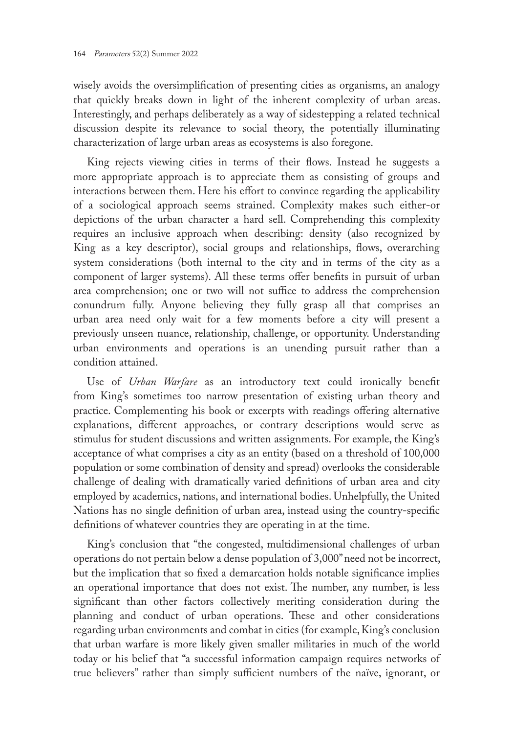wisely avoids the oversimplification of presenting cities as organisms, an analogy that quickly breaks down in light of the inherent complexity of urban areas. Interestingly, and perhaps deliberately as a way of sidestepping a related technical discussion despite its relevance to social theory, the potentially illuminating characterization of large urban areas as ecosystems is also foregone.

King rejects viewing cities in terms of their flows. Instead he suggests a more appropriate approach is to appreciate them as consisting of groups and interactions between them. Here his effort to convince regarding the applicability of a sociological approach seems strained. Complexity makes such either-or depictions of the urban character a hard sell. Comprehending this complexity requires an inclusive approach when describing: density (also recognized by King as a key descriptor), social groups and relationships, flows, overarching system considerations (both internal to the city and in terms of the city as a component of larger systems). All these terms offer benefits in pursuit of urban area comprehension; one or two will not suffice to address the comprehension conundrum fully. Anyone believing they fully grasp all that comprises an urban area need only wait for a few moments before a city will present a previously unseen nuance, relationship, challenge, or opportunity. Understanding urban environments and operations is an unending pursuit rather than a condition attained.

Use of *Urban Warfare* as an introductory text could ironically benefit from King's sometimes too narrow presentation of existing urban theory and practice. Complementing his book or excerpts with readings offering alternative explanations, different approaches, or contrary descriptions would serve as stimulus for student discussions and written assignments. For example, the King's acceptance of what comprises a city as an entity (based on a threshold of 100,000 population or some combination of density and spread) overlooks the considerable challenge of dealing with dramatically varied definitions of urban area and city employed by academics, nations, and international bodies. Unhelpfully, the United Nations has no single definition of urban area, instead using the country-specific definitions of whatever countries they are operating in at the time.

King's conclusion that "the congested, multidimensional challenges of urban operations do not pertain below a dense population of 3,000" need not be incorrect, but the implication that so fixed a demarcation holds notable significance implies an operational importance that does not exist. The number, any number, is less significant than other factors collectively meriting consideration during the planning and conduct of urban operations. These and other considerations regarding urban environments and combat in cities (for example, King's conclusion that urban warfare is more likely given smaller militaries in much of the world today or his belief that "a successful information campaign requires networks of true believers" rather than simply sufficient numbers of the naïve, ignorant, or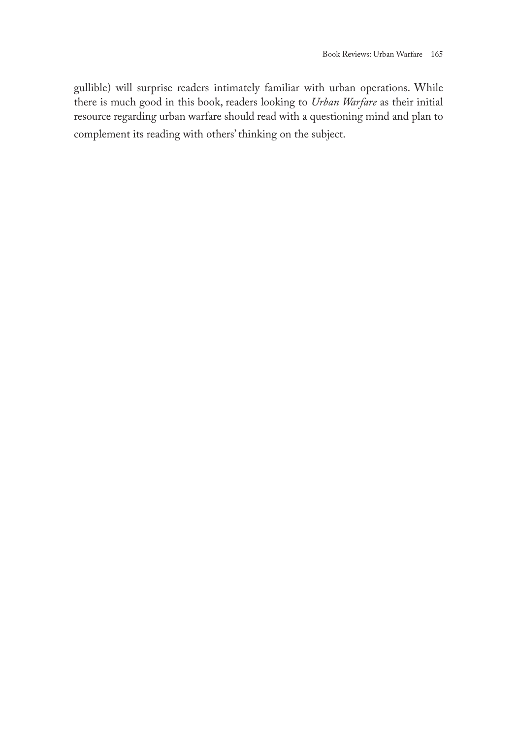gullible) will surprise readers intimately familiar with urban operations. While there is much good in this book, readers looking to *Urban Warfare* as their initial resource regarding urban warfare should read with a questioning mind and plan to complement its reading with others' thinking on the subject.